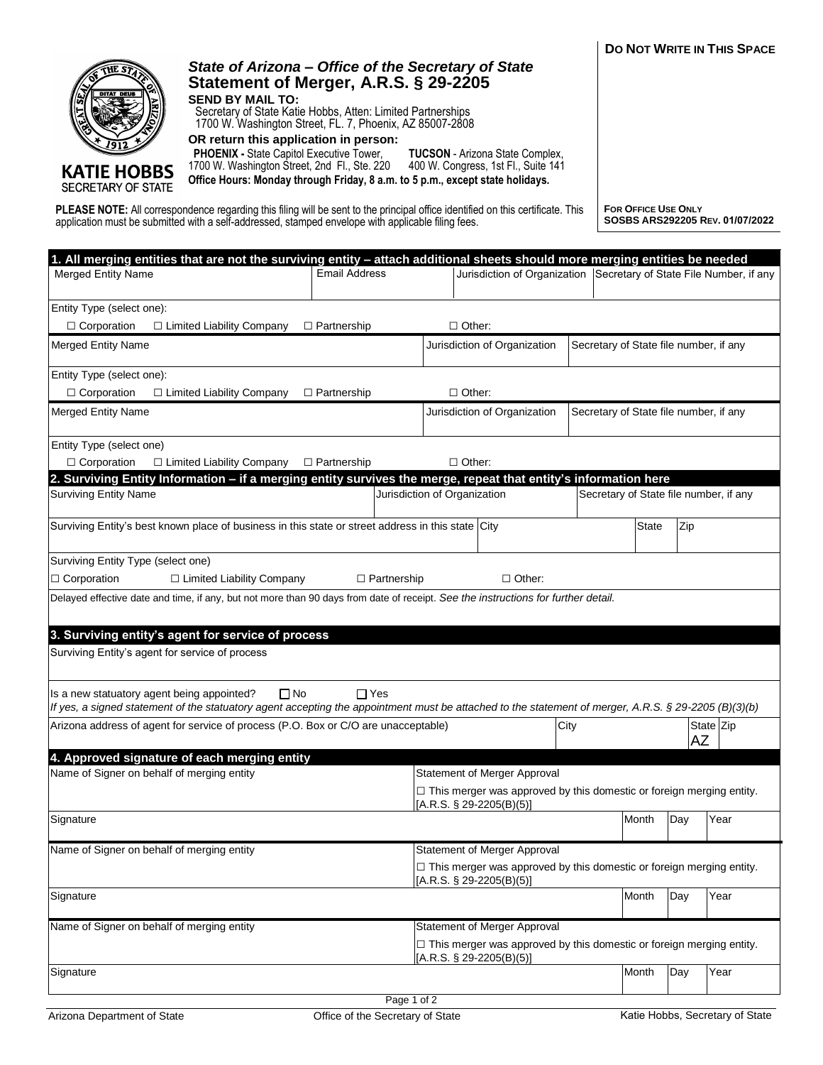**DO NOT WRITE IN THIS SPACE**

KATIE HOBBS
SECRETARY OF STATE

## *State of Arizona – Office of the Secretary of State*
## Statement of Merger, A.R.S. § 29-2205

**SEND BY MAIL TO:**
Secretary of State Katie Hobbs, Atten: Limited Partnerships
1700 W. Washington Street, FL. 7, Phoenix, AZ 85007-2808

**OR return this application in person:**
**PHOENIX -** State Capitol Executive Tower, 1700 W. Washington Street, 2nd Fl., Ste. 220
**TUCSON** - Arizona State Complex, 400 W. Congress, 1st Fl., Suite 141

**Office Hours: Monday through Friday, 8 a.m. to 5 p.m., except state holidays.**

**PLEASE NOTE:** All correspondence regarding this filing will be sent to the principal office identified on this certificate. This application must be submitted with a self-addressed, stamped envelope with applicable filing fees.

**FOR OFFICE USE ONLY**
**SOSBS ARS292205 REV. 01/07/2022**

### 1. All merging entities that are not the surviving entity – attach additional sheets should more merging entities be needed

| Merged Entity Name | Email Address | Jurisdiction of Organization | Secretary of State File Number, if any |
|---|---|---|---|
| | | | |

Entity Type (select one):
☐ Corporation ☐ Limited Liability Company ☐ Partnership ☐ Other:

| Merged Entity Name | Jurisdiction of Organization | Secretary of State file number, if any |
|---|---|---|
| | | |

Entity Type (select one):
☐ Corporation ☐ Limited Liability Company ☐ Partnership ☐ Other:

| Merged Entity Name | Jurisdiction of Organization | Secretary of State file number, if any |
|---|---|---|
| | | |

Entity Type (select one)
☐ Corporation ☐ Limited Liability Company ☐ Partnership ☐ Other:

### 2. Surviving Entity Information – if a merging entity survives the merge, repeat that entity's information here

| Surviving Entity Name | Jurisdiction of Organization | Secretary of State file number, if any |
|---|---|---|
| | | |

| Surviving Entity's best known place of business in this state or street address in this state | City | State | Zip |
|---|---|---|---|
| | | | |

Surviving Entity Type (select one)
☐ Corporation ☐ Limited Liability Company ☐ Partnership ☐ Other:

Delayed effective date and time, if any, but not more than 90 days from date of receipt. *See the instructions for further detail.*

### 3. Surviving entity's agent for service of process

Surviving Entity's agent for service of process

Is a new statuatory agent being appointed? ☐ No ☐ Yes
*If yes, a signed statement of the statutory agent accepting the appointment must be attached to the statement of merger, A.R.S. § 29-2205 (B)(3)(b)*

| Arizona address of agent for service of process (P.O. Box or C/O are unacceptable) | City | State | Zip |
|---|---|---|---|
| | | AZ | |

### 4. Approved signature of each merging entity

| Name of Signer on behalf of merging entity | Statement of Merger Approval | | |
|---|---|---|---|
| | ☐ This merger was approved by this domestic or foreign merging entity. [A.R.S. § 29-2205(B)(5)] | | |
| Signature | Month | Day | Year |
| | | | |

| Name of Signer on behalf of merging entity | Statement of Merger Approval | | |
|---|---|---|---|
| | ☐ This merger was approved by this domestic or foreign merging entity. [A.R.S. § 29-2205(B)(5)] | | |
| Signature | Month | Day | Year |
| | | | |

| Name of Signer on behalf of merging entity | Statement of Merger Approval | | |
|---|---|---|---|
| | ☐ This merger was approved by this domestic or foreign merging entity. [A.R.S. § 29-2205(B)(5)] | | |
| Signature | Month | Day | Year |
| | | | |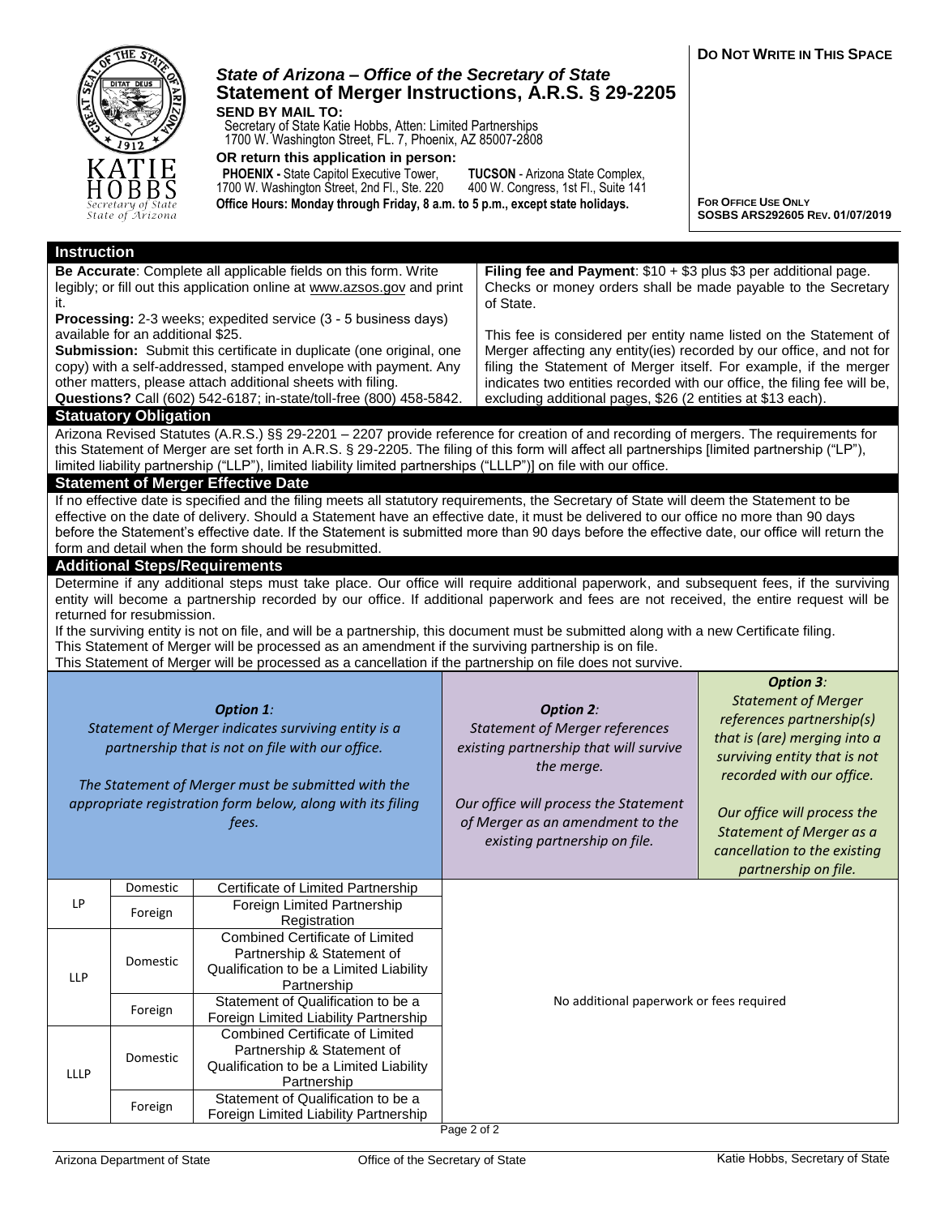**DO NOT WRITE IN THIS SPACE**

# *State of Arizona – Office of the Secretary of State*
# Statement of Merger Instructions, A.R.S. § 29-2205

**SEND BY MAIL TO:**
Secretary of State Katie Hobbs, Atten: Limited Partnerships
1700 W. Washington Street, FL. 7, Phoenix, AZ 85007-2808

**OR return this application in person:**
**PHOENIX -** State Capitol Executive Tower, 1700 W. Washington Street, 2nd Fl., Ste. 220
**TUCSON** - Arizona State Complex, 400 W. Congress, 1st Fl., Suite 141
**Office Hours: Monday through Friday, 8 a.m. to 5 p.m., except state holidays.**

**FOR OFFICE USE ONLY**
**SOSBS ARS292605 REV. 01/07/2019**

## Instruction

**Be Accurate**: Complete all applicable fields on this form. Write legibly; or fill out this application online at www.azsos.gov and print it.

**Processing:** 2-3 weeks; expedited service (3 - 5 business days) available for an additional $25.

**Submission:** Submit this certificate in duplicate (one original, one copy) with a self-addressed, stamped envelope with payment. Any other matters, please attach additional sheets with filing.

**Questions?** Call (602) 542-6187; in-state/toll-free (800) 458-5842.

**Filing fee and Payment**: $10 + $3 plus $3 per additional page. Checks or money orders shall be made payable to the Secretary of State.

This fee is considered per entity name listed on the Statement of Merger affecting any entity(ies) recorded by our office, and not for filing the Statement of Merger itself. For example, if the merger indicates two entities recorded with our office, the filing fee will be, excluding additional pages, $26 (2 entities at $13 each).

## Statuatory Obligation

Arizona Revised Statutes (A.R.S.) §§ 29-2201 – 2207 provide reference for creation of and recording of mergers. The requirements for this Statement of Merger are set forth in A.R.S. § 29-2205. The filing of this form will affect all partnerships [limited partnership ("LP"), limited liability partnership ("LLP"), limited liability limited partnerships ("LLLP")] on file with our office.

## Statement of Merger Effective Date

If no effective date is specified and the filing meets all statutory requirements, the Secretary of State will deem the Statement to be effective on the date of delivery. Should a Statement have an effective date, it must be delivered to our office no more than 90 days before the Statement's effective date. If the Statement is submitted more than 90 days before the effective date, our office will return the form and detail when the form should be resubmitted.

## Additional Steps/Requirements

Determine if any additional steps must take place. Our office will require additional paperwork, and subsequent fees, if the surviving entity will become a partnership recorded by our office. If additional paperwork and fees are not received, the entire request will be returned for resubmission.

If the surviving entity is not on file, and will be a partnership, this document must be submitted along with a new Certificate filing.
This Statement of Merger will be processed as an amendment if the surviving partnership is on file.
This Statement of Merger will be processed as a cancellation if the partnership on file does not survive.

| *Option 1:* *Statement of Merger indicates surviving entity is a partnership that is not on file with our office.* *The Statement of Merger must be submitted with the appropriate registration form below, along with its filing fees.* | | | *Option 2:* *Statement of Merger references existing partnership that will survive the merge.* *Our office will process the Statement of Merger as an amendment to the existing partnership on file.* | *Option 3:* *Statement of Merger references partnership(s) that is (are) merging into a surviving entity that is not recorded with our office.* *Our office will process the Statement of Merger as a cancellation to the existing partnership on file.* |
|---|---|---|---|---|
| LP | Domestic | Certificate of Limited Partnership | No additional paperwork or fees required | |
| | Foreign | Foreign Limited Partnership Registration | | |
| LLP | Domestic | Combined Certificate of Limited Partnership & Statement of Qualification to be a Limited Liability Partnership | | |
| | Foreign | Statement of Qualification to be a Foreign Limited Liability Partnership | | |
| LLLP | Domestic | Combined Certificate of Limited Partnership & Statement of Qualification to be a Limited Liability Partnership | | |
| | Foreign | Statement of Qualification to be a Foreign Limited Liability Partnership | | |